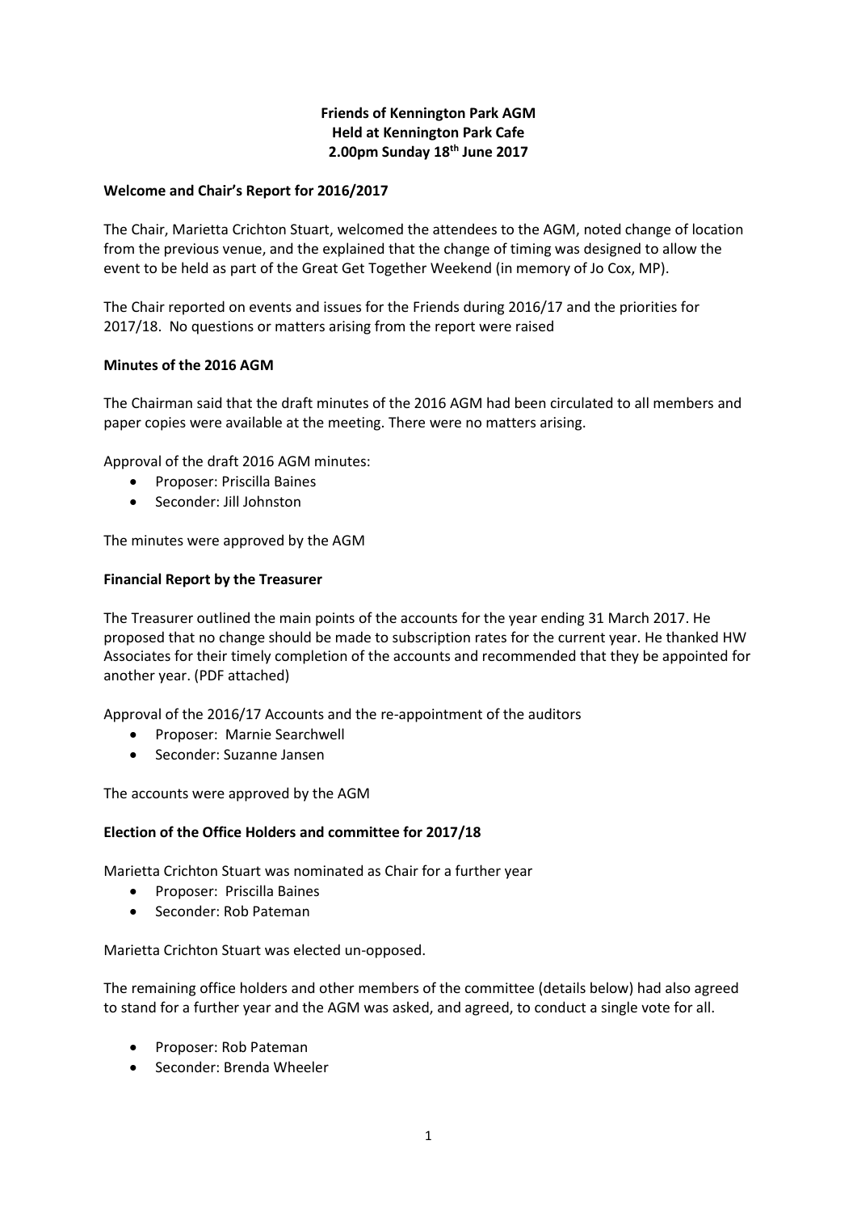**Friends of Kennington Park AGM**
**Held at Kennington Park Cafe**
**2.00pm Sunday 18th June 2017**

**Welcome and Chair's Report for 2016/2017**

The Chair, Marietta Crichton Stuart, welcomed the attendees to the AGM, noted change of location from the previous venue, and the explained that the change of timing was designed to allow the event to be held as part of the Great Get Together Weekend (in memory of Jo Cox, MP).

The Chair reported on events and issues for the Friends during 2016/17 and the priorities for 2017/18. No questions or matters arising from the report were raised

**Minutes of the 2016 AGM**

The Chairman said that the draft minutes of the 2016 AGM had been circulated to all members and paper copies were available at the meeting. There were no matters arising.

Approval of the draft 2016 AGM minutes:

- Proposer: Priscilla Baines
- Seconder: Jill Johnston

The minutes were approved by the AGM

**Financial Report by the Treasurer**

The Treasurer outlined the main points of the accounts for the year ending 31 March 2017. He proposed that no change should be made to subscription rates for the current year. He thanked HW Associates for their timely completion of the accounts and recommended that they be appointed for another year. (PDF attached)

Approval of the 2016/17 Accounts and the re-appointment of the auditors

- Proposer: Marnie Searchwell
- Seconder: Suzanne Jansen

The accounts were approved by the AGM

**Election of the Office Holders and committee for 2017/18**

Marietta Crichton Stuart was nominated as Chair for a further year

- Proposer: Priscilla Baines
- Seconder: Rob Pateman

Marietta Crichton Stuart was elected un-opposed.

The remaining office holders and other members of the committee (details below) had also agreed to stand for a further year and the AGM was asked, and agreed, to conduct a single vote for all.

- Proposer: Rob Pateman
- Seconder: Brenda Wheeler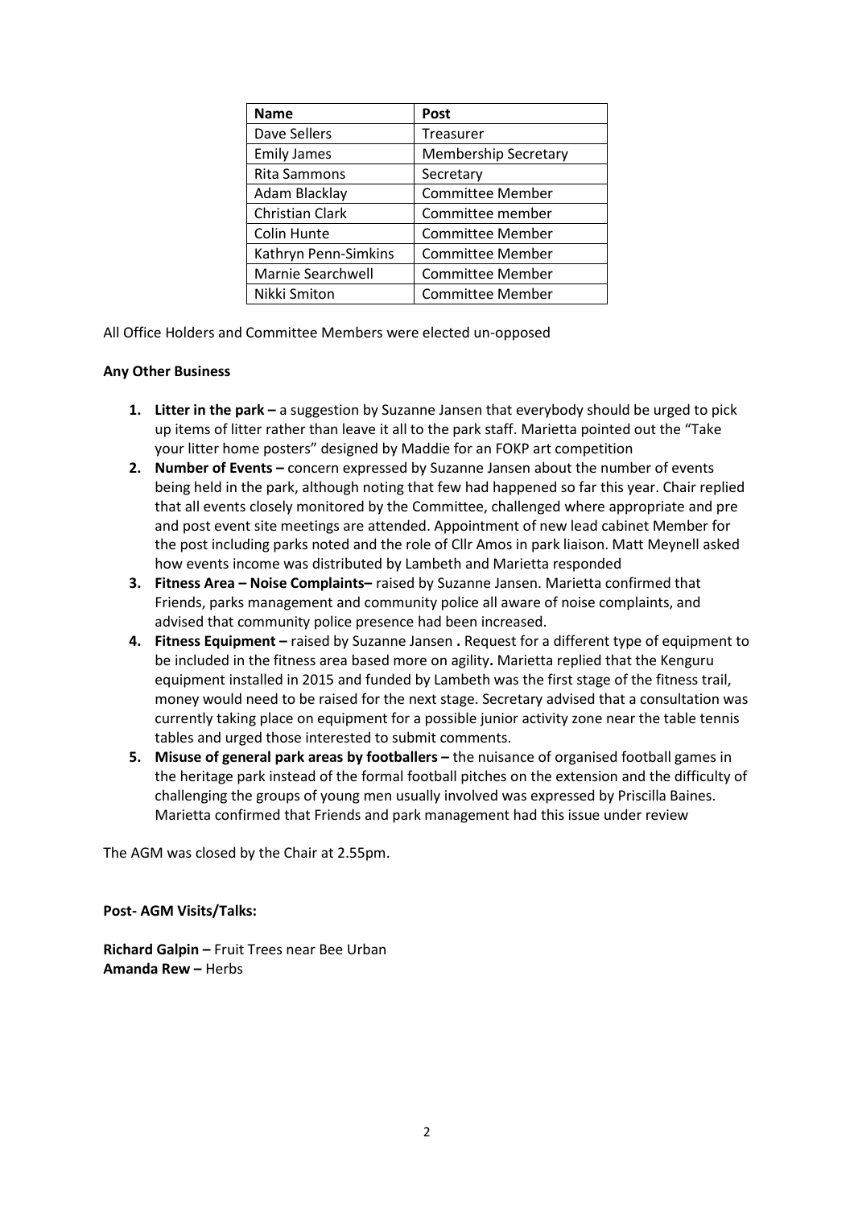| Name | Post |
| --- | --- |
| Dave Sellers | Treasurer |
| Emily James | Membership Secretary |
| Rita Sammons | Secretary |
| Adam Blacklay | Committee Member |
| Christian Clark | Committee member |
| Colin Hunte | Committee Member |
| Kathryn Penn-Simkins | Committee Member |
| Marnie Searchwell | Committee Member |
| Nikki Smiton | Committee Member |

All Office Holders and Committee Members were elected un-opposed

**Any Other Business**

1. **Litter in the park –** a suggestion by Suzanne Jansen that everybody should be urged to pick up items of litter rather than leave it all to the park staff. Marietta pointed out the "Take your litter home posters" designed by Maddie for an FOKP art competition
2. **Number of Events –** concern expressed by Suzanne Jansen about the number of events being held in the park, although noting that few had happened so far this year. Chair replied that all events closely monitored by the Committee, challenged where appropriate and pre and post event site meetings are attended. Appointment of new lead cabinet Member for the post including parks noted and the role of Cllr Amos in park liaison. Matt Meynell asked how events income was distributed by Lambeth and Marietta responded
3. **Fitness Area – Noise Complaints–** raised by Suzanne Jansen. Marietta confirmed that Friends, parks management and community police all aware of noise complaints, and advised that community police presence had been increased.
4. **Fitness Equipment –** raised by Suzanne Jansen **.** Request for a different type of equipment to be included in the fitness area based more on agility**.** Marietta replied that the Kenguru equipment installed in 2015 and funded by Lambeth was the first stage of the fitness trail, money would need to be raised for the next stage. Secretary advised that a consultation was currently taking place on equipment for a possible junior activity zone near the table tennis tables and urged those interested to submit comments.
5. **Misuse of general park areas by footballers –** the nuisance of organised football games in the heritage park instead of the formal football pitches on the extension and the difficulty of challenging the groups of young men usually involved was expressed by Priscilla Baines. Marietta confirmed that Friends and park management had this issue under review

The AGM was closed by the Chair at 2.55pm.

**Post- AGM Visits/Talks:**

**Richard Galpin –** Fruit Trees near Bee Urban
**Amanda Rew –** Herbs